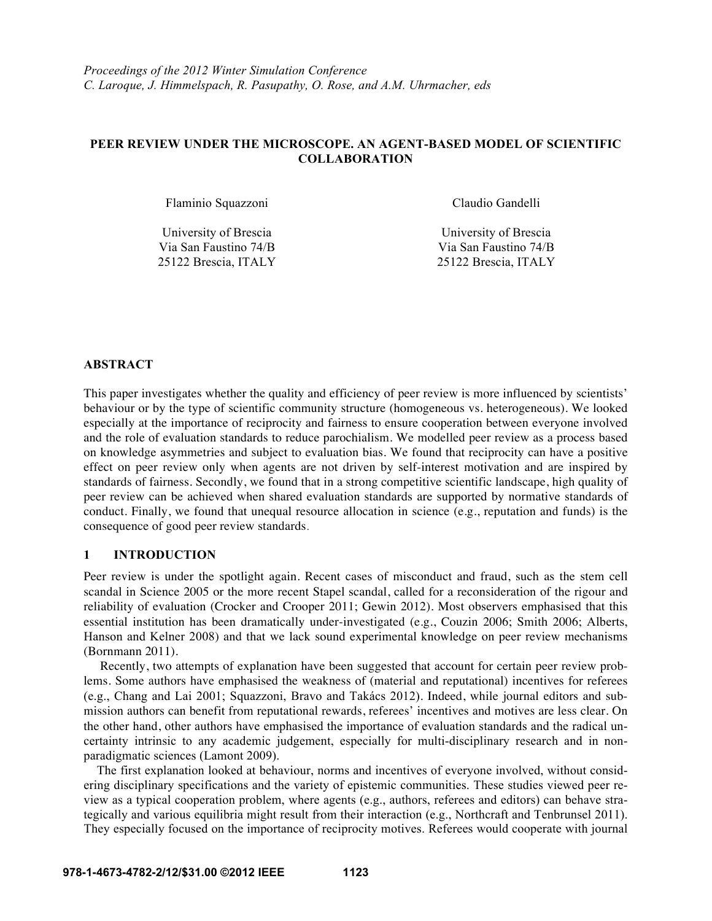*Proceedings of the 2012 Winter Simulation Conference*
*C. Laroque, J. Himmelspach, R. Pasupathy, O. Rose, and A.M. Uhrmacher, eds*

# PEER REVIEW UNDER THE MICROSCOPE. AN AGENT-BASED MODEL OF SCIENTIFIC COLLABORATION

Flaminio Squazzoni

University of Brescia
Via San Faustino 74/B
25122 Brescia, ITALY

Claudio Gandelli

University of Brescia
Via San Faustino 74/B
25122 Brescia, ITALY

## ABSTRACT

This paper investigates whether the quality and efficiency of peer review is more influenced by scientists' behaviour or by the type of scientific community structure (homogeneous vs. heterogeneous). We looked especially at the importance of reciprocity and fairness to ensure cooperation between everyone involved and the role of evaluation standards to reduce parochialism. We modelled peer review as a process based on knowledge asymmetries and subject to evaluation bias. We found that reciprocity can have a positive effect on peer review only when agents are not driven by self-interest motivation and are inspired by standards of fairness. Secondly, we found that in a strong competitive scientific landscape, high quality of peer review can be achieved when shared evaluation standards are supported by normative standards of conduct. Finally, we found that unequal resource allocation in science (e.g., reputation and funds) is the consequence of good peer review standards.

## 1 INTRODUCTION

Peer review is under the spotlight again. Recent cases of misconduct and fraud, such as the stem cell scandal in Science 2005 or the more recent Stapel scandal, called for a reconsideration of the rigour and reliability of evaluation (Crocker and Crooper 2011; Gewin 2012). Most observers emphasised that this essential institution has been dramatically under-investigated (e.g., Couzin 2006; Smith 2006; Alberts, Hanson and Kelner 2008) and that we lack sound experimental knowledge on peer review mechanisms (Bornmann 2011).

Recently, two attempts of explanation have been suggested that account for certain peer review problems. Some authors have emphasised the weakness of (material and reputational) incentives for referees (e.g., Chang and Lai 2001; Squazzoni, Bravo and Takács 2012). Indeed, while journal editors and submission authors can benefit from reputational rewards, referees' incentives and motives are less clear. On the other hand, other authors have emphasised the importance of evaluation standards and the radical uncertainty intrinsic to any academic judgement, especially for multi-disciplinary research and in non-paradigmatic sciences (Lamont 2009).

The first explanation looked at behaviour, norms and incentives of everyone involved, without considering disciplinary specifications and the variety of epistemic communities. These studies viewed peer review as a typical cooperation problem, where agents (e.g., authors, referees and editors) can behave strategically and various equilibria might result from their interaction (e.g., Northcraft and Tenbrunsel 2011). They especially focused on the importance of reciprocity motives. Referees would cooperate with journal

978-1-4673-4782-2/12/$31.00 ©2012 IEEE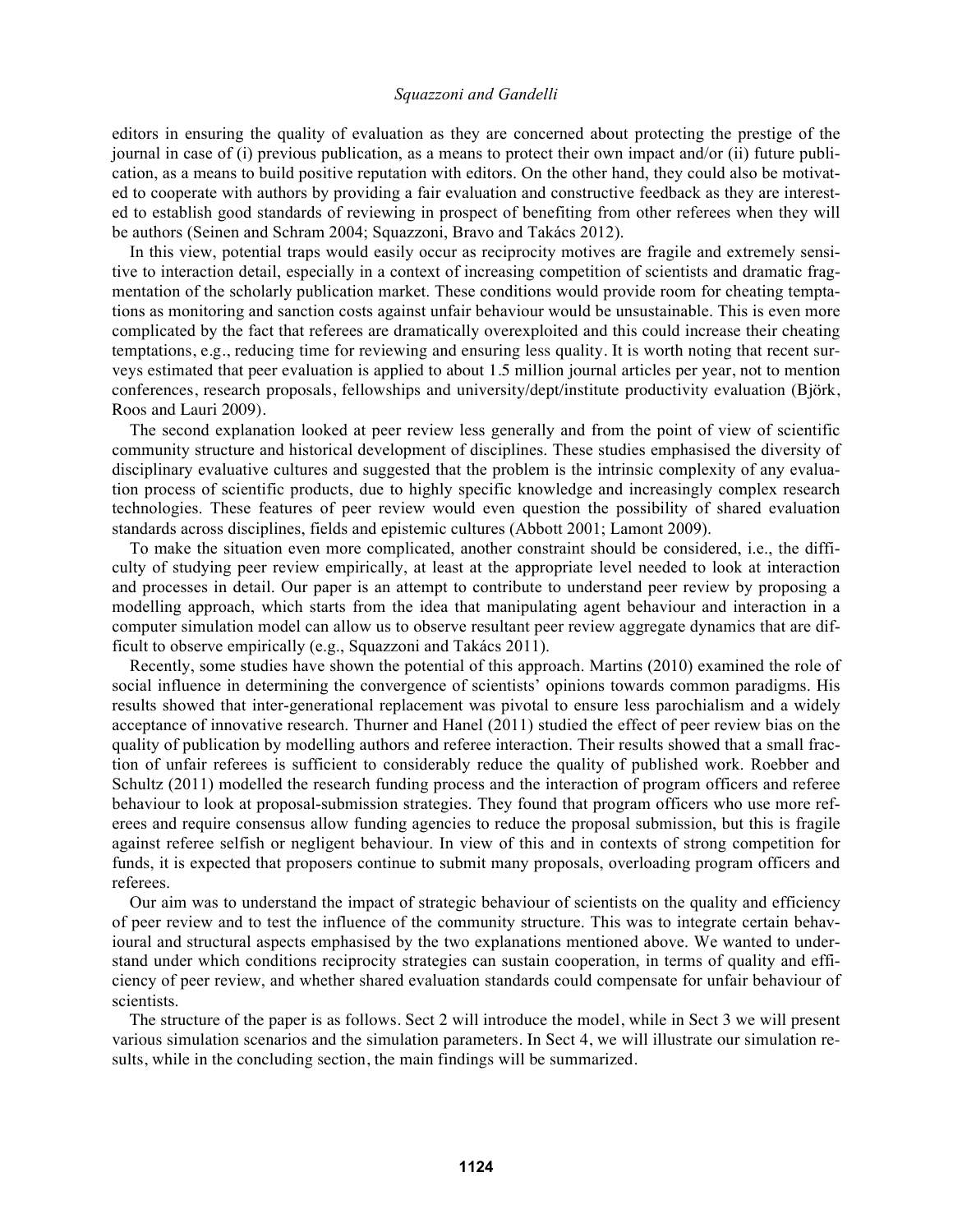editors in ensuring the quality of evaluation as they are concerned about protecting the prestige of the journal in case of (i) previous publication, as a means to protect their own impact and/or (ii) future publication, as a means to build positive reputation with editors. On the other hand, they could also be motivated to cooperate with authors by providing a fair evaluation and constructive feedback as they are interested to establish good standards of reviewing in prospect of benefiting from other referees when they will be authors (Seinen and Schram 2004; Squazzoni, Bravo and Takács 2012).

In this view, potential traps would easily occur as reciprocity motives are fragile and extremely sensitive to interaction detail, especially in a context of increasing competition of scientists and dramatic fragmentation of the scholarly publication market. These conditions would provide room for cheating temptations as monitoring and sanction costs against unfair behaviour would be unsustainable. This is even more complicated by the fact that referees are dramatically overexploited and this could increase their cheating temptations, e.g., reducing time for reviewing and ensuring less quality. It is worth noting that recent surveys estimated that peer evaluation is applied to about 1.5 million journal articles per year, not to mention conferences, research proposals, fellowships and university/dept/institute productivity evaluation (Björk, Roos and Lauri 2009).

The second explanation looked at peer review less generally and from the point of view of scientific community structure and historical development of disciplines. These studies emphasised the diversity of disciplinary evaluative cultures and suggested that the problem is the intrinsic complexity of any evaluation process of scientific products, due to highly specific knowledge and increasingly complex research technologies. These features of peer review would even question the possibility of shared evaluation standards across disciplines, fields and epistemic cultures (Abbott 2001; Lamont 2009).

To make the situation even more complicated, another constraint should be considered, i.e., the difficulty of studying peer review empirically, at least at the appropriate level needed to look at interaction and processes in detail. Our paper is an attempt to contribute to understand peer review by proposing a modelling approach, which starts from the idea that manipulating agent behaviour and interaction in a computer simulation model can allow us to observe resultant peer review aggregate dynamics that are difficult to observe empirically (e.g., Squazzoni and Takács 2011).

Recently, some studies have shown the potential of this approach. Martins (2010) examined the role of social influence in determining the convergence of scientists' opinions towards common paradigms. His results showed that inter-generational replacement was pivotal to ensure less parochialism and a widely acceptance of innovative research. Thurner and Hanel (2011) studied the effect of peer review bias on the quality of publication by modelling authors and referee interaction. Their results showed that a small fraction of unfair referees is sufficient to considerably reduce the quality of published work. Roebber and Schultz (2011) modelled the research funding process and the interaction of program officers and referee behaviour to look at proposal-submission strategies. They found that program officers who use more referees and require consensus allow funding agencies to reduce the proposal submission, but this is fragile against referee selfish or negligent behaviour. In view of this and in contexts of strong competition for funds, it is expected that proposers continue to submit many proposals, overloading program officers and referees.

Our aim was to understand the impact of strategic behaviour of scientists on the quality and efficiency of peer review and to test the influence of the community structure. This was to integrate certain behavioural and structural aspects emphasised by the two explanations mentioned above. We wanted to understand under which conditions reciprocity strategies can sustain cooperation, in terms of quality and efficiency of peer review, and whether shared evaluation standards could compensate for unfair behaviour of scientists.

The structure of the paper is as follows. Sect 2 will introduce the model, while in Sect 3 we will present various simulation scenarios and the simulation parameters. In Sect 4, we will illustrate our simulation results, while in the concluding section, the main findings will be summarized.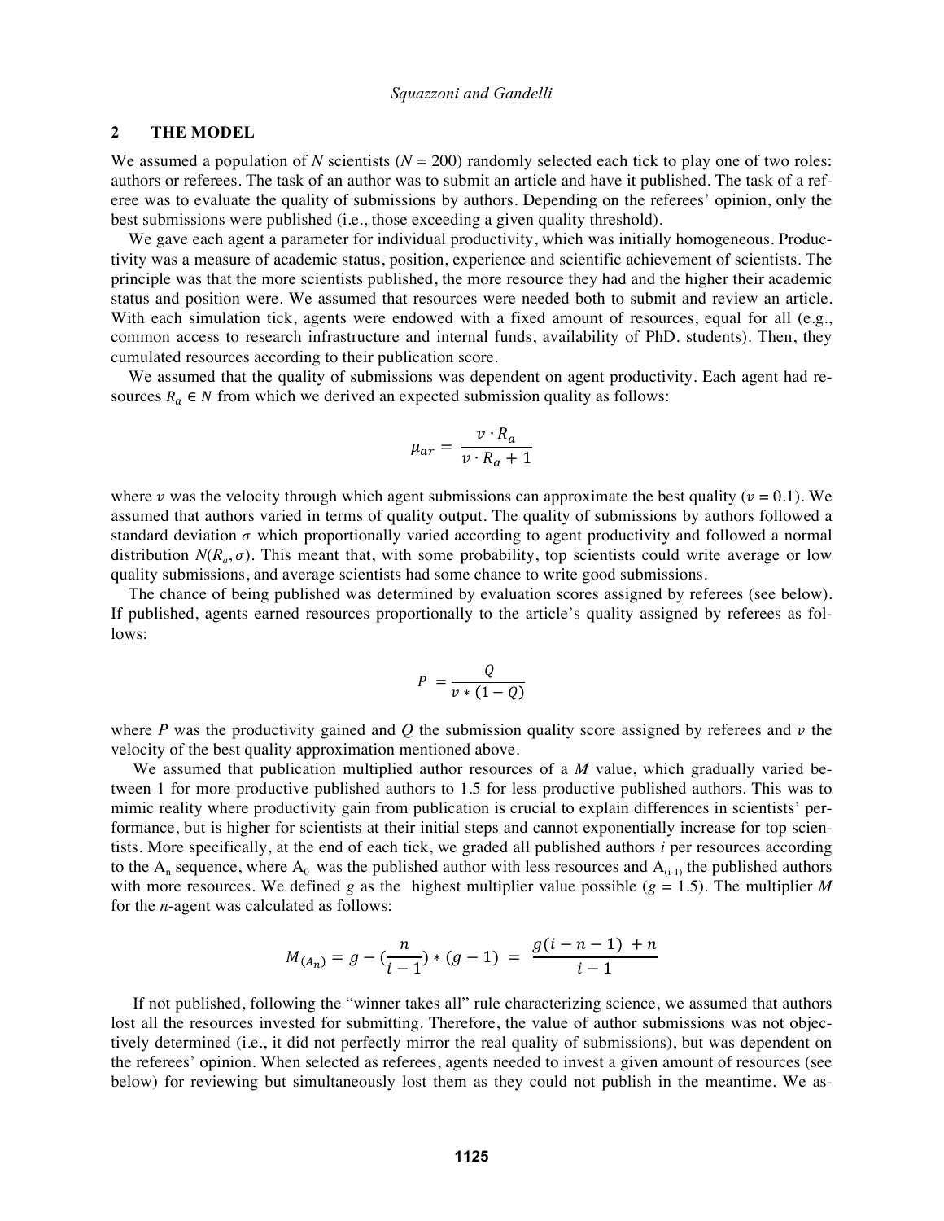## 2 THE MODEL

We assumed a population of *N* scientists ($N = 200$) randomly selected each tick to play one of two roles: authors or referees. The task of an author was to submit an article and have it published. The task of a referee was to evaluate the quality of submissions by authors. Depending on the referees' opinion, only the best submissions were published (i.e., those exceeding a given quality threshold).

We gave each agent a parameter for individual productivity, which was initially homogeneous. Productivity was a measure of academic status, position, experience and scientific achievement of scientists. The principle was that the more scientists published, the more resource they had and the higher their academic status and position were. We assumed that resources were needed both to submit and review an article. With each simulation tick, agents were endowed with a fixed amount of resources, equal for all (e.g., common access to research infrastructure and internal funds, availability of PhD. students). Then, they cumulated resources according to their publication score.

We assumed that the quality of submissions was dependent on agent productivity. Each agent had resources $R_a \in N$ from which we derived an expected submission quality as follows:

$$\mu_{ar} = \frac{v \cdot R_a}{v \cdot R_a + 1}$$

where $v$ was the velocity through which agent submissions can approximate the best quality ($v = 0.1$). We assumed that authors varied in terms of quality output. The quality of submissions by authors followed a standard deviation $\sigma$ which proportionally varied according to agent productivity and followed a normal distribution $N(R_a, \sigma)$. This meant that, with some probability, top scientists could write average or low quality submissions, and average scientists had some chance to write good submissions.

The chance of being published was determined by evaluation scores assigned by referees (see below). If published, agents earned resources proportionally to the article's quality assigned by referees as follows:

$$P = \frac{Q}{v * (1 - Q)}$$

where *P* was the productivity gained and *Q* the submission quality score assigned by referees and $v$ the velocity of the best quality approximation mentioned above.

We assumed that publication multiplied author resources of a *M* value, which gradually varied between 1 for more productive published authors to 1.5 for less productive published authors. This was to mimic reality where productivity gain from publication is crucial to explain differences in scientists' performance, but is higher for scientists at their initial steps and cannot exponentially increase for top scientists. More specifically, at the end of each tick, we graded all published authors *i* per resources according to the $A_n$ sequence, where $A_0$ was the published author with less resources and $A_{(i-1)}$ the published authors with more resources. We defined *g* as the highest multiplier value possible ($g = 1.5$). The multiplier *M* for the *n*-agent was calculated as follows:

$$M_{(A_n)} = g - \left(\frac{n}{i-1}\right) * (g - 1) = \frac{g(i - n - 1) + n}{i - 1}$$

If not published, following the "winner takes all" rule characterizing science, we assumed that authors lost all the resources invested for submitting. Therefore, the value of author submissions was not objectively determined (i.e., it did not perfectly mirror the real quality of submissions), but was dependent on the referees' opinion. When selected as referees, agents needed to invest a given amount of resources (see below) for reviewing but simultaneously lost them as they could not publish in the meantime. We as-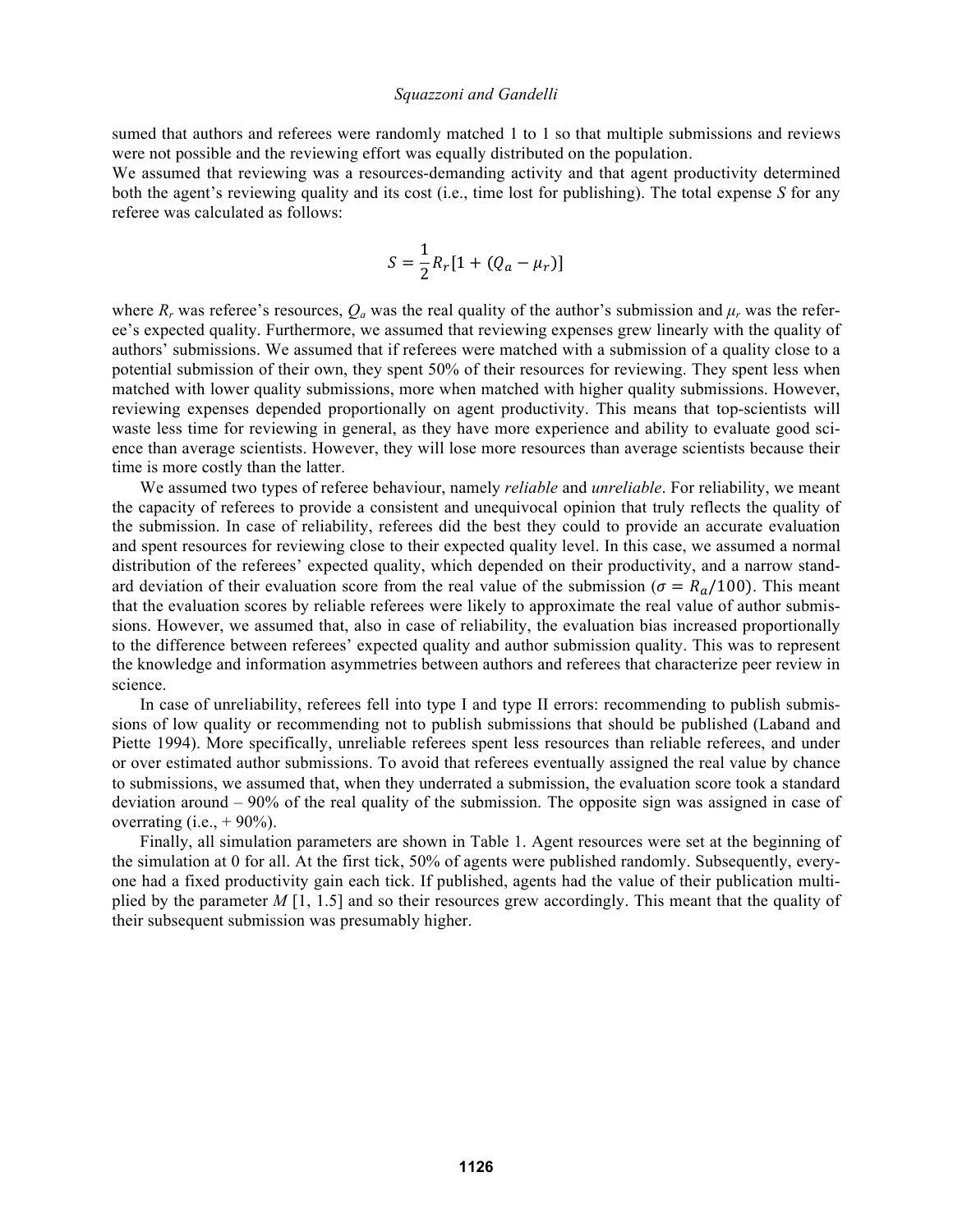sumed that authors and referees were randomly matched 1 to 1 so that multiple submissions and reviews were not possible and the reviewing effort was equally distributed on the population.

We assumed that reviewing was a resources-demanding activity and that agent productivity determined both the agent's reviewing quality and its cost (i.e., time lost for publishing). The total expense $S$ for any referee was calculated as follows:

$$S = \frac{1}{2} R_r [1 + (Q_a - \mu_r)]$$

where $R_r$ was referee's resources, $Q_a$ was the real quality of the author's submission and $\mu_r$ was the referee's expected quality. Furthermore, we assumed that reviewing expenses grew linearly with the quality of authors' submissions. We assumed that if referees were matched with a submission of a quality close to a potential submission of their own, they spent 50% of their resources for reviewing. They spent less when matched with lower quality submissions, more when matched with higher quality submissions. However, reviewing expenses depended proportionally on agent productivity. This means that top-scientists will waste less time for reviewing in general, as they have more experience and ability to evaluate good science than average scientists. However, they will lose more resources than average scientists because their time is more costly than the latter.

We assumed two types of referee behaviour, namely *reliable* and *unreliable*. For reliability, we meant the capacity of referees to provide a consistent and unequivocal opinion that truly reflects the quality of the submission. In case of reliability, referees did the best they could to provide an accurate evaluation and spent resources for reviewing close to their expected quality level. In this case, we assumed a normal distribution of the referees' expected quality, which depended on their productivity, and a narrow standard deviation of their evaluation score from the real value of the submission ($\sigma = R_a/100$). This meant that the evaluation scores by reliable referees were likely to approximate the real value of author submissions. However, we assumed that, also in case of reliability, the evaluation bias increased proportionally to the difference between referees' expected quality and author submission quality. This was to represent the knowledge and information asymmetries between authors and referees that characterize peer review in science.

In case of unreliability, referees fell into type I and type II errors: recommending to publish submissions of low quality or recommending not to publish submissions that should be published (Laband and Piette 1994). More specifically, unreliable referees spent less resources than reliable referees, and under or over estimated author submissions. To avoid that referees eventually assigned the real value by chance to submissions, we assumed that, when they underrated a submission, the evaluation score took a standard deviation around – 90% of the real quality of the submission. The opposite sign was assigned in case of overrating (i.e., + 90%).

Finally, all simulation parameters are shown in Table 1. Agent resources were set at the beginning of the simulation at 0 for all. At the first tick, 50% of agents were published randomly. Subsequently, everyone had a fixed productivity gain each tick. If published, agents had the value of their publication multiplied by the parameter $M$ [1, 1.5] and so their resources grew accordingly. This meant that the quality of their subsequent submission was presumably higher.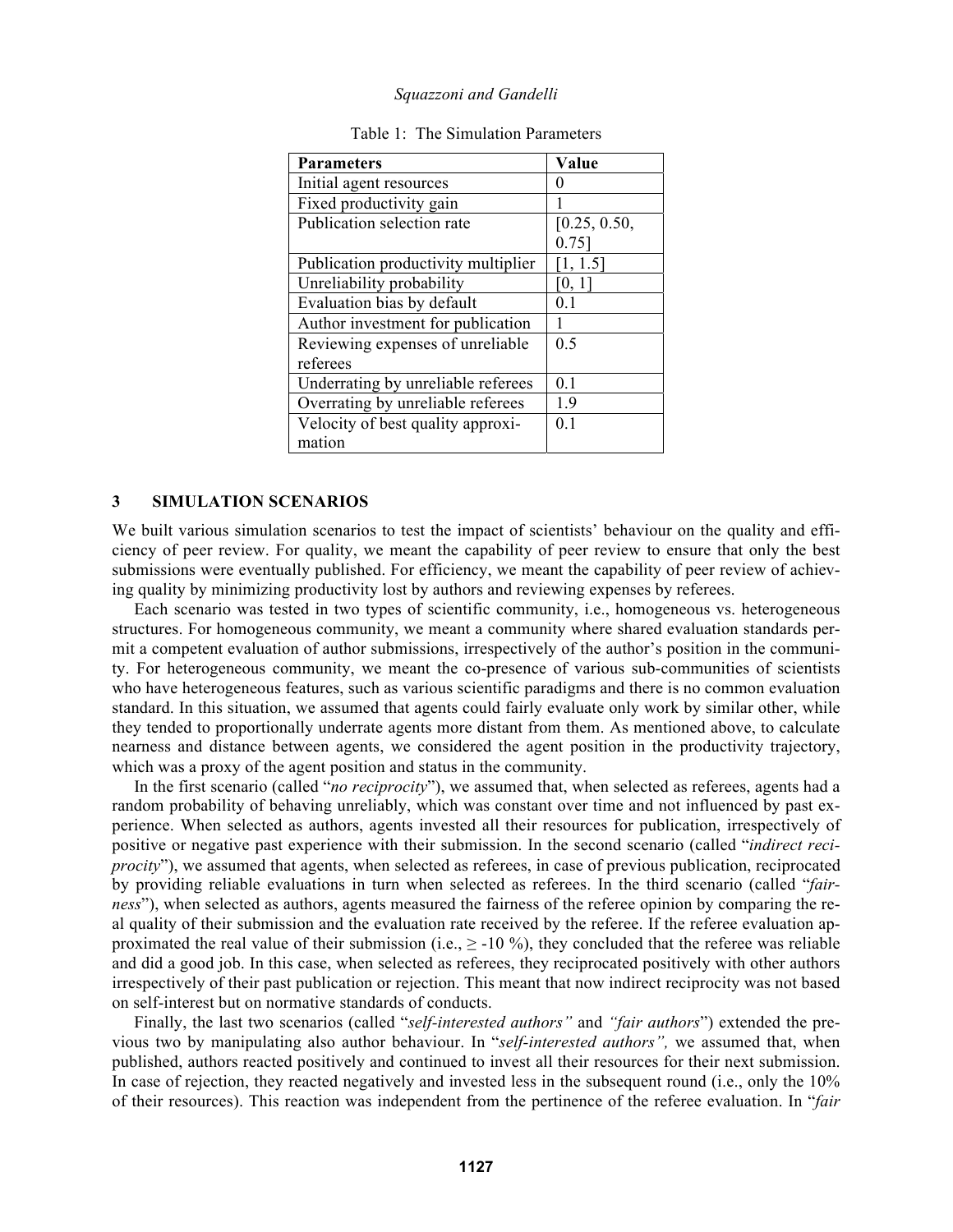Table 1: The Simulation Parameters

| Parameters | Value |
| --- | --- |
| Initial agent resources | 0 |
| Fixed productivity gain | 1 |
| Publication selection rate | [0.25, 0.50, 0.75] |
| Publication productivity multiplier | [1, 1.5] |
| Unreliability probability | [0, 1] |
| Evaluation bias by default | 0.1 |
| Author investment for publication | 1 |
| Reviewing expenses of unreliable referees | 0.5 |
| Underrating by unreliable referees | 0.1 |
| Overrating by unreliable referees | 1.9 |
| Velocity of best quality approximation | 0.1 |

## 3 SIMULATION SCENARIOS

We built various simulation scenarios to test the impact of scientists' behaviour on the quality and efficiency of peer review. For quality, we meant the capability of peer review to ensure that only the best submissions were eventually published. For efficiency, we meant the capability of peer review of achieving quality by minimizing productivity lost by authors and reviewing expenses by referees.

Each scenario was tested in two types of scientific community, i.e., homogeneous vs. heterogeneous structures. For homogeneous community, we meant a community where shared evaluation standards permit a competent evaluation of author submissions, irrespectively of the author's position in the community. For heterogeneous community, we meant the co-presence of various sub-communities of scientists who have heterogeneous features, such as various scientific paradigms and there is no common evaluation standard. In this situation, we assumed that agents could fairly evaluate only work by similar other, while they tended to proportionally underrate agents more distant from them. As mentioned above, to calculate nearness and distance between agents, we considered the agent position in the productivity trajectory, which was a proxy of the agent position and status in the community.

In the first scenario (called "*no reciprocity*"), we assumed that, when selected as referees, agents had a random probability of behaving unreliably, which was constant over time and not influenced by past experience. When selected as authors, agents invested all their resources for publication, irrespectively of positive or negative past experience with their submission. In the second scenario (called "*indirect reciprocity*"), we assumed that agents, when selected as referees, in case of previous publication, reciprocated by providing reliable evaluations in turn when selected as referees. In the third scenario (called "*fairness*"), when selected as authors, agents measured the fairness of the referee opinion by comparing the real quality of their submission and the evaluation rate received by the referee. If the referee evaluation approximated the real value of their submission (i.e., $\geq$ -10 %), they concluded that the referee was reliable and did a good job. In this case, when selected as referees, they reciprocated positively with other authors irrespectively of their past publication or rejection. This meant that now indirect reciprocity was not based on self-interest but on normative standards of conducts.

Finally, the last two scenarios (called "*self-interested authors"* and *"fair authors*") extended the previous two by manipulating also author behaviour. In "*self-interested authors",* we assumed that, when published, authors reacted positively and continued to invest all their resources for their next submission. In case of rejection, they reacted negatively and invested less in the subsequent round (i.e., only the 10% of their resources). This reaction was independent from the pertinence of the referee evaluation. In "*fair*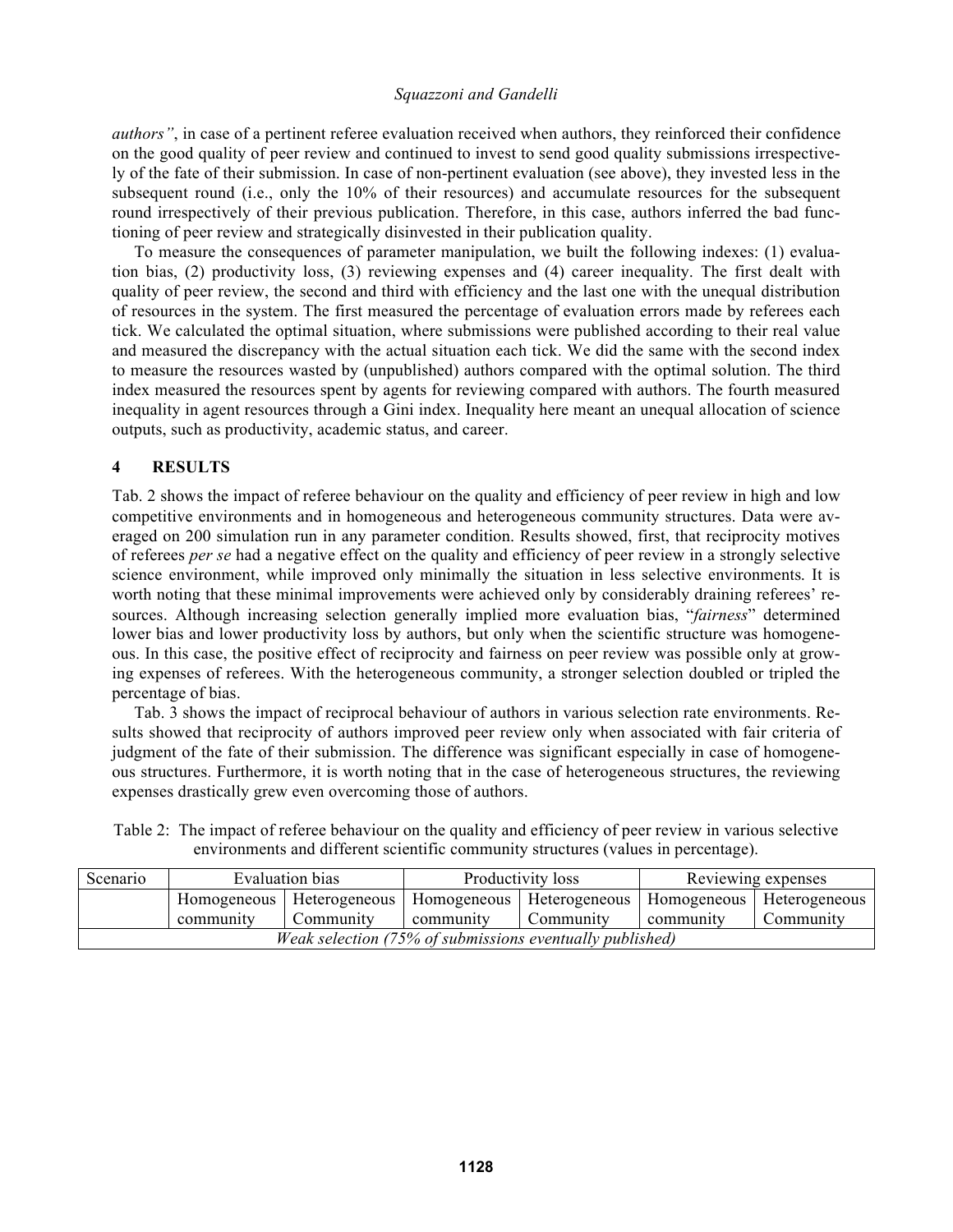*authors"*, in case of a pertinent referee evaluation received when authors, they reinforced their confidence on the good quality of peer review and continued to invest to send good quality submissions irrespectively of the fate of their submission. In case of non-pertinent evaluation (see above), they invested less in the subsequent round (i.e., only the 10% of their resources) and accumulate resources for the subsequent round irrespectively of their previous publication. Therefore, in this case, authors inferred the bad functioning of peer review and strategically disinvested in their publication quality.

To measure the consequences of parameter manipulation, we built the following indexes: (1) evaluation bias, (2) productivity loss, (3) reviewing expenses and (4) career inequality. The first dealt with quality of peer review, the second and third with efficiency and the last one with the unequal distribution of resources in the system. The first measured the percentage of evaluation errors made by referees each tick. We calculated the optimal situation, where submissions were published according to their real value and measured the discrepancy with the actual situation each tick. We did the same with the second index to measure the resources wasted by (unpublished) authors compared with the optimal solution. The third index measured the resources spent by agents for reviewing compared with authors. The fourth measured inequality in agent resources through a Gini index. Inequality here meant an unequal allocation of science outputs, such as productivity, academic status, and career.

## 4 RESULTS

Tab. 2 shows the impact of referee behaviour on the quality and efficiency of peer review in high and low competitive environments and in homogeneous and heterogeneous community structures. Data were averaged on 200 simulation run in any parameter condition. Results showed, first, that reciprocity motives of referees *per se* had a negative effect on the quality and efficiency of peer review in a strongly selective science environment, while improved only minimally the situation in less selective environments. It is worth noting that these minimal improvements were achieved only by considerably draining referees' resources. Although increasing selection generally implied more evaluation bias, "*fairness*" determined lower bias and lower productivity loss by authors, but only when the scientific structure was homogeneous. In this case, the positive effect of reciprocity and fairness on peer review was possible only at growing expenses of referees. With the heterogeneous community, a stronger selection doubled or tripled the percentage of bias.

Tab. 3 shows the impact of reciprocal behaviour of authors in various selection rate environments. Results showed that reciprocity of authors improved peer review only when associated with fair criteria of judgment of the fate of their submission. The difference was significant especially in case of homogeneous structures. Furthermore, it is worth noting that in the case of heterogeneous structures, the reviewing expenses drastically grew even overcoming those of authors.

Table 2: The impact of referee behaviour on the quality and efficiency of peer review in various selective environments and different scientific community structures (values in percentage).

| Scenario | Evaluation bias | | Productivity loss | | Reviewing expenses | |
|---|---|---|---|---|---|---|
| | Homogeneous community | Heterogeneous Community | Homogeneous community | Heterogeneous Community | Homogeneous community | Heterogeneous Community |
| *Weak selection (75% of submissions eventually published)* | | | | | | |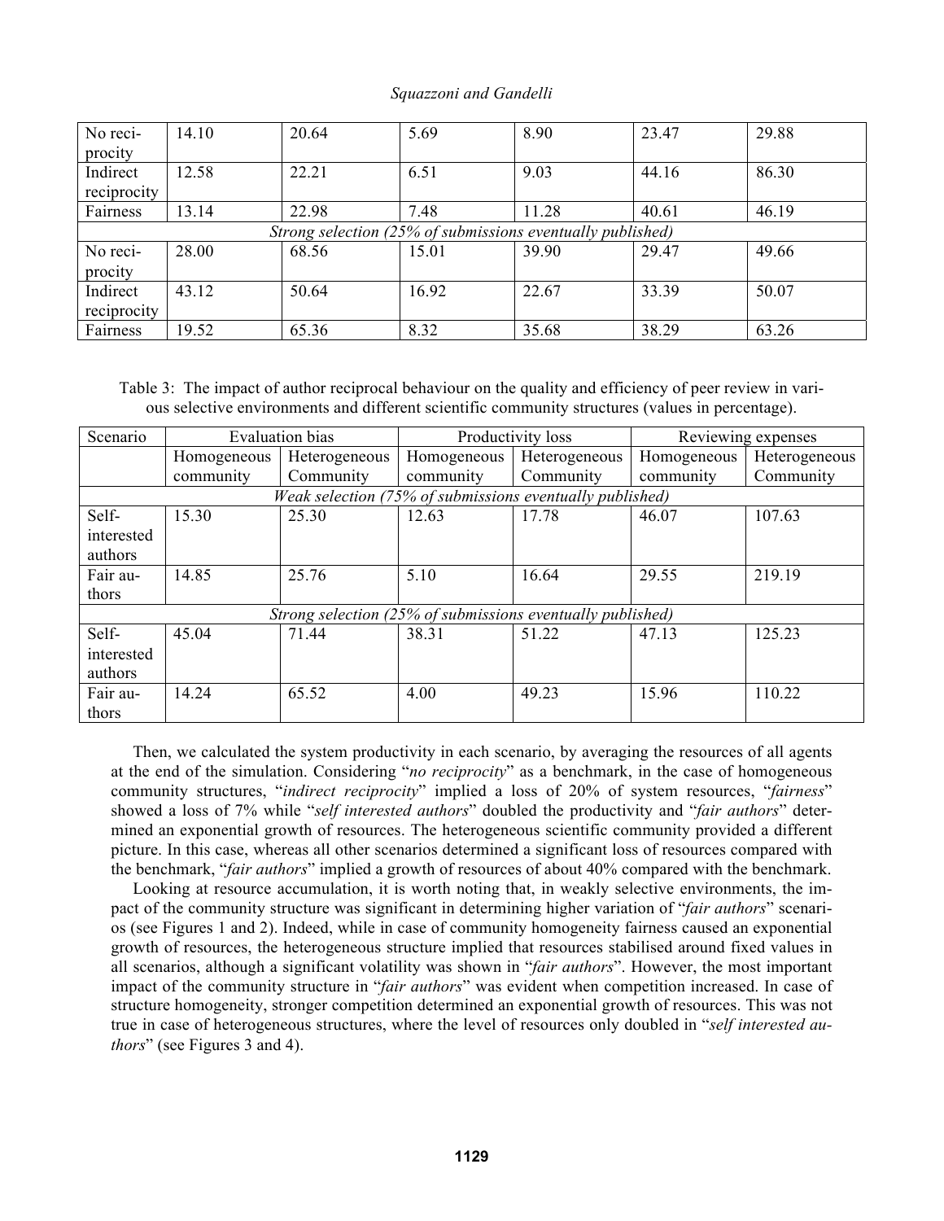| No reciprocity | 14.10 | 20.64 | 5.69 | 8.90 | 23.47 | 29.88 |
|---|---|---|---|---|---|---|
| Indirect reciprocity | 12.58 | 22.21 | 6.51 | 9.03 | 44.16 | 86.30 |
| Fairness | 13.14 | 22.98 | 7.48 | 11.28 | 40.61 | 46.19 |
| *Strong selection (25% of submissions eventually published)* | | | | | | |
| No reciprocity | 28.00 | 68.56 | 15.01 | 39.90 | 29.47 | 49.66 |
| Indirect reciprocity | 43.12 | 50.64 | 16.92 | 22.67 | 33.39 | 50.07 |
| Fairness | 19.52 | 65.36 | 8.32 | 35.68 | 38.29 | 63.26 |

Table 3: The impact of author reciprocal behaviour on the quality and efficiency of peer review in various selective environments and different scientific community structures (values in percentage).

| Scenario | Evaluation bias | | Productivity loss | | Reviewing expenses | |
|---|---|---|---|---|---|---|
| | Homogeneous community | Heterogeneous Community | Homogeneous community | Heterogeneous Community | Homogeneous community | Heterogeneous Community |
| *Weak selection (75% of submissions eventually published)* | | | | | | |
| Self-interested authors | 15.30 | 25.30 | 12.63 | 17.78 | 46.07 | 107.63 |
| Fair authors | 14.85 | 25.76 | 5.10 | 16.64 | 29.55 | 219.19 |
| *Strong selection (25% of submissions eventually published)* | | | | | | |
| Self-interested authors | 45.04 | 71.44 | 38.31 | 51.22 | 47.13 | 125.23 |
| Fair authors | 14.24 | 65.52 | 4.00 | 49.23 | 15.96 | 110.22 |

Then, we calculated the system productivity in each scenario, by averaging the resources of all agents at the end of the simulation. Considering "*no reciprocity*" as a benchmark, in the case of homogeneous community structures, "*indirect reciprocity*" implied a loss of 20% of system resources, "*fairness*" showed a loss of 7% while "*self interested authors*" doubled the productivity and "*fair authors*" determined an exponential growth of resources. The heterogeneous scientific community provided a different picture. In this case, whereas all other scenarios determined a significant loss of resources compared with the benchmark, "*fair authors*" implied a growth of resources of about 40% compared with the benchmark.

Looking at resource accumulation, it is worth noting that, in weakly selective environments, the impact of the community structure was significant in determining higher variation of "*fair authors*" scenarios (see Figures 1 and 2). Indeed, while in case of community homogeneity fairness caused an exponential growth of resources, the heterogeneous structure implied that resources stabilised around fixed values in all scenarios, although a significant volatility was shown in "*fair authors*". However, the most important impact of the community structure in "*fair authors*" was evident when competition increased. In case of structure homogeneity, stronger competition determined an exponential growth of resources. This was not true in case of heterogeneous structures, where the level of resources only doubled in "*self interested authors*" (see Figures 3 and 4).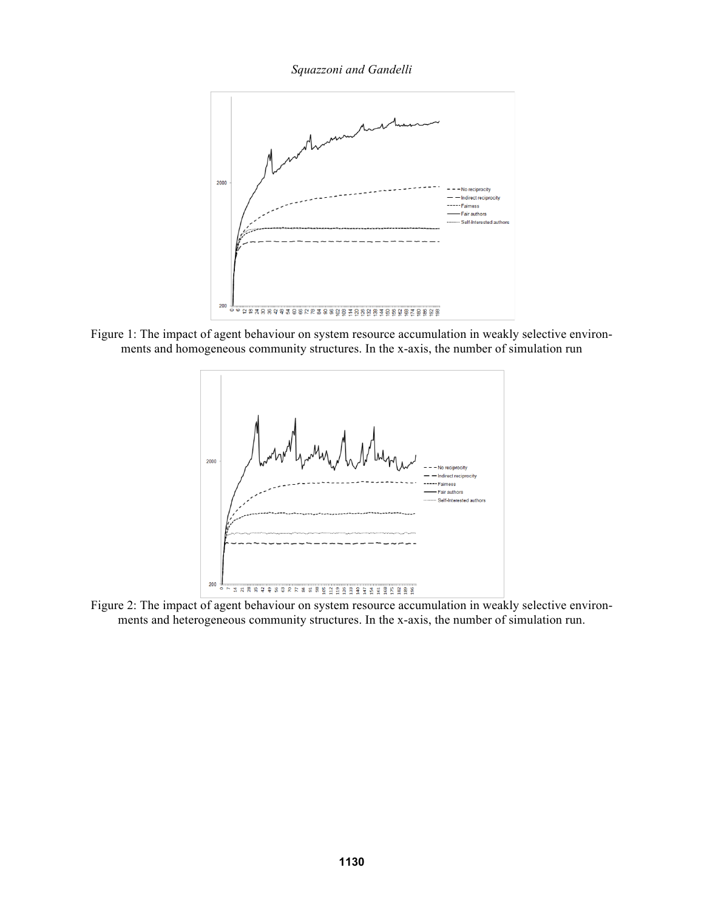Figure 1: The impact of agent behaviour on system resource accumulation in weakly selective environments and homogeneous community structures. In the x-axis, the number of simulation run

Figure 2: The impact of agent behaviour on system resource accumulation in weakly selective environments and heterogeneous community structures. In the x-axis, the number of simulation run.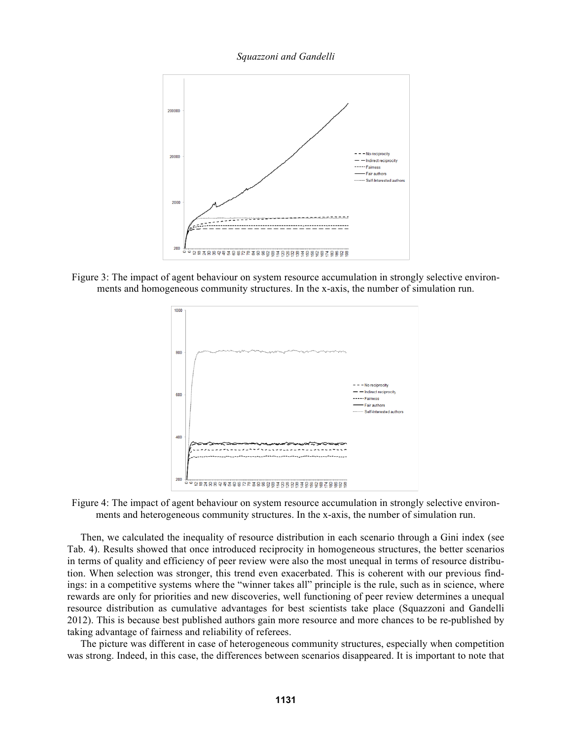Figure 3: The impact of agent behaviour on system resource accumulation in strongly selective environments and homogeneous community structures. In the x-axis, the number of simulation run.

Figure 4: The impact of agent behaviour on system resource accumulation in strongly selective environments and heterogeneous community structures. In the x-axis, the number of simulation run.

Then, we calculated the inequality of resource distribution in each scenario through a Gini index (see Tab. 4). Results showed that once introduced reciprocity in homogeneous structures, the better scenarios in terms of quality and efficiency of peer review were also the most unequal in terms of resource distribution. When selection was stronger, this trend even exacerbated. This is coherent with our previous findings: in a competitive systems where the "winner takes all" principle is the rule, such as in science, where rewards are only for priorities and new discoveries, well functioning of peer review determines a unequal resource distribution as cumulative advantages for best scientists take place (Squazzoni and Gandelli 2012). This is because best published authors gain more resource and more chances to be re-published by taking advantage of fairness and reliability of referees.

The picture was different in case of heterogeneous community structures, especially when competition was strong. Indeed, in this case, the differences between scenarios disappeared. It is important to note that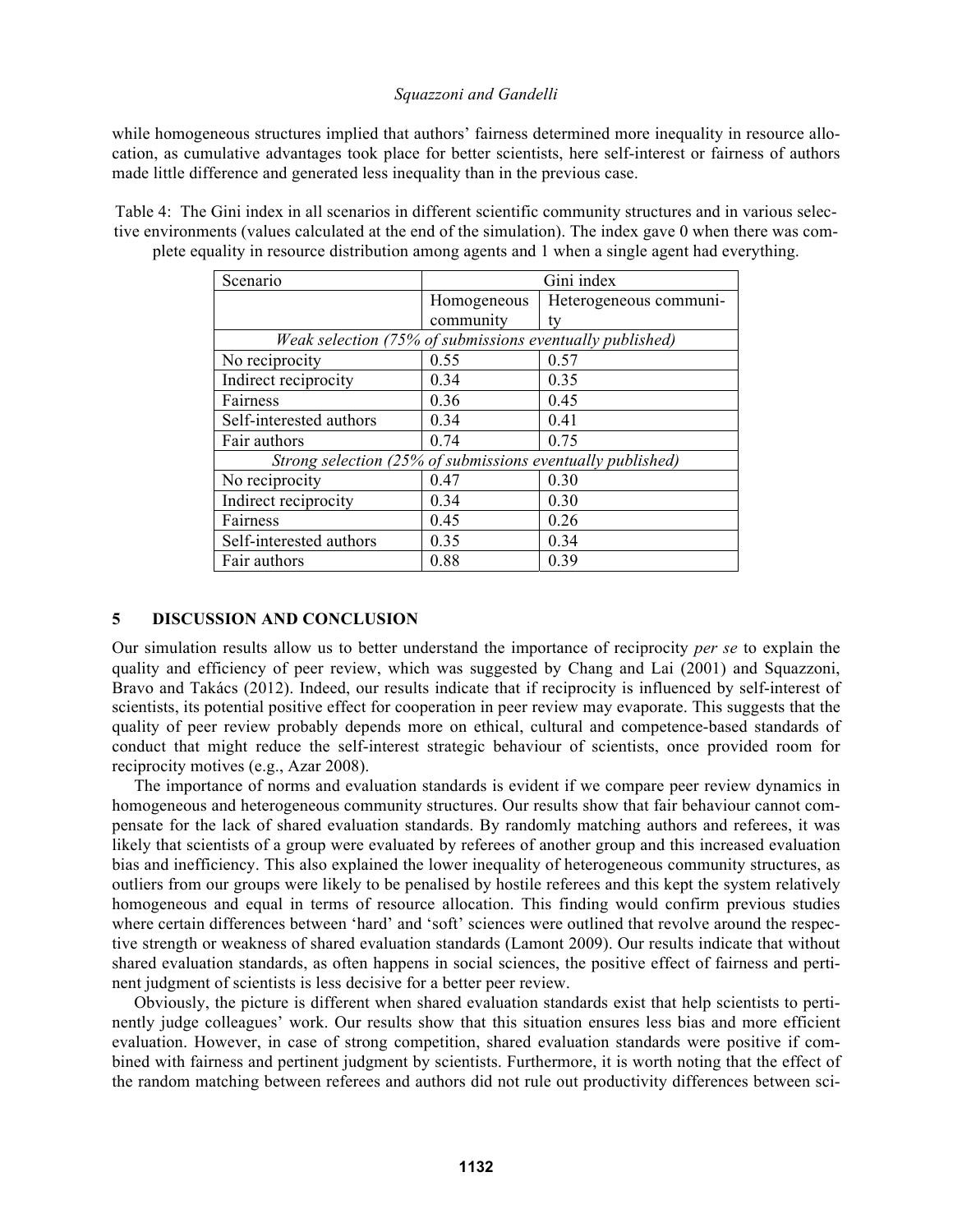while homogeneous structures implied that authors' fairness determined more inequality in resource allocation, as cumulative advantages took place for better scientists, here self-interest or fairness of authors made little difference and generated less inequality than in the previous case.

Table 4: The Gini index in all scenarios in different scientific community structures and in various selective environments (values calculated at the end of the simulation). The index gave 0 when there was complete equality in resource distribution among agents and 1 when a single agent had everything.

| Scenario | Gini index | |
|---|---|---|
| | Homogeneous community | Heterogeneous community |
| *Weak selection (75% of submissions eventually published)* | | |
| No reciprocity | 0.55 | 0.57 |
| Indirect reciprocity | 0.34 | 0.35 |
| Fairness | 0.36 | 0.45 |
| Self-interested authors | 0.34 | 0.41 |
| Fair authors | 0.74 | 0.75 |
| *Strong selection (25% of submissions eventually published)* | | |
| No reciprocity | 0.47 | 0.30 |
| Indirect reciprocity | 0.34 | 0.30 |
| Fairness | 0.45 | 0.26 |
| Self-interested authors | 0.35 | 0.34 |
| Fair authors | 0.88 | 0.39 |

## 5 DISCUSSION AND CONCLUSION

Our simulation results allow us to better understand the importance of reciprocity *per se* to explain the quality and efficiency of peer review, which was suggested by Chang and Lai (2001) and Squazzoni, Bravo and Takács (2012). Indeed, our results indicate that if reciprocity is influenced by self-interest of scientists, its potential positive effect for cooperation in peer review may evaporate. This suggests that the quality of peer review probably depends more on ethical, cultural and competence-based standards of conduct that might reduce the self-interest strategic behaviour of scientists, once provided room for reciprocity motives (e.g., Azar 2008).

The importance of norms and evaluation standards is evident if we compare peer review dynamics in homogeneous and heterogeneous community structures. Our results show that fair behaviour cannot compensate for the lack of shared evaluation standards. By randomly matching authors and referees, it was likely that scientists of a group were evaluated by referees of another group and this increased evaluation bias and inefficiency. This also explained the lower inequality of heterogeneous community structures, as outliers from our groups were likely to be penalised by hostile referees and this kept the system relatively homogeneous and equal in terms of resource allocation. This finding would confirm previous studies where certain differences between 'hard' and 'soft' sciences were outlined that revolve around the respective strength or weakness of shared evaluation standards (Lamont 2009). Our results indicate that without shared evaluation standards, as often happens in social sciences, the positive effect of fairness and pertinent judgment of scientists is less decisive for a better peer review.

Obviously, the picture is different when shared evaluation standards exist that help scientists to pertinently judge colleagues' work. Our results show that this situation ensures less bias and more efficient evaluation. However, in case of strong competition, shared evaluation standards were positive if combined with fairness and pertinent judgment by scientists. Furthermore, it is worth noting that the effect of the random matching between referees and authors did not rule out productivity differences between sci-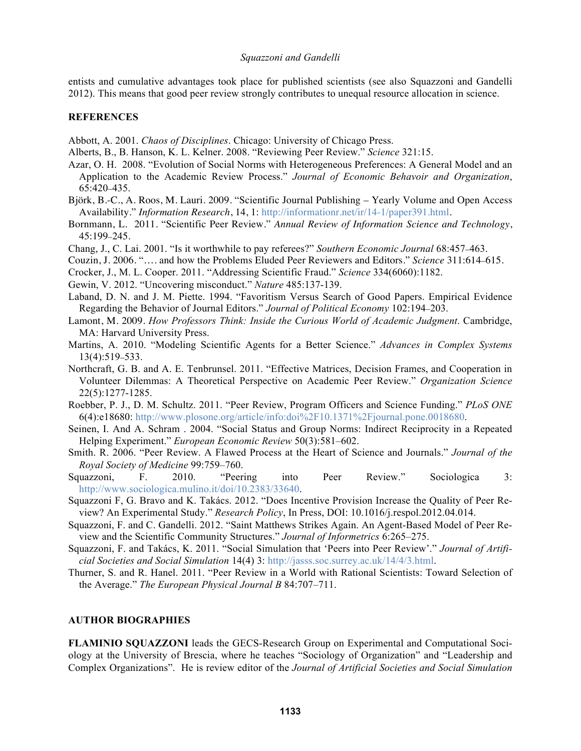entists and cumulative advantages took place for published scientists (see also Squazzoni and Gandelli 2012). This means that good peer review strongly contributes to unequal resource allocation in science.

## REFERENCES

Abbott, A. 2001. *Chaos of Disciplines*. Chicago: University of Chicago Press.

Alberts, B., B. Hanson, K. L. Kelner. 2008. "Reviewing Peer Review." *Science* 321:15.

Azar, O. H. 2008. "Evolution of Social Norms with Heterogeneous Preferences: A General Model and an Application to the Academic Review Process." *Journal of Economic Behavoir and Organization*, 65:420–435.

Björk, B.-C., A. Roos, M. Lauri. 2009. "Scientific Journal Publishing – Yearly Volume and Open Access Availability." *Information Research*, 14, 1: http://informationr.net/ir/14-1/paper391.html.

Bornmann, L. 2011. "Scientific Peer Review." *Annual Review of Information Science and Technology*, 45:199–245.

Chang, J., C. Lai. 2001. "Is it worthwhile to pay referees?" *Southern Economic Journal* 68:457–463.

Couzin, J. 2006. "…. and how the Problems Eluded Peer Reviewers and Editors." *Science* 311:614–615.

Crocker, J., M. L. Cooper. 2011. "Addressing Scientific Fraud." *Science* 334(6060):1182.

Gewin, V. 2012. "Uncovering misconduct." *Nature* 485:137-139.

Laband, D. N. and J. M. Piette. 1994. "Favoritism Versus Search of Good Papers. Empirical Evidence Regarding the Behavior of Journal Editors." *Journal of Political Economy* 102:194–203.

Lamont, M. 2009. *How Professors Think: Inside the Curious World of Academic Judgment*. Cambridge, MA: Harvard University Press.

Martins, A. 2010. "Modeling Scientific Agents for a Better Science." *Advances in Complex Systems* 13(4):519–533.

Northcraft, G. B. and A. E. Tenbrunsel. 2011. "Effective Matrices, Decision Frames, and Cooperation in Volunteer Dilemmas: A Theoretical Perspective on Academic Peer Review." *Organization Science* 22(5):1277-1285.

Roebber, P. J., D. M. Schultz. 2011. "Peer Review, Program Officers and Science Funding." *PLoS ONE* 6(4):e18680: http://www.plosone.org/article/info:doi%2F10.1371%2Fjournal.pone.0018680.

Seinen, I. And A. Schram . 2004. "Social Status and Group Norms: Indirect Reciprocity in a Repeated Helping Experiment." *European Economic Review* 50(3):581–602.

Smith. R. 2006. "Peer Review. A Flawed Process at the Heart of Science and Journals." *Journal of the Royal Society of Medicine* 99:759–760.

Squazzoni, F. 2010. "Peering into Peer Review." Sociologica 3: http://www.sociologica.mulino.it/doi/10.2383/33640.

Squazzoni F, G. Bravo and K. Takács. 2012. "Does Incentive Provision Increase the Quality of Peer Review? An Experimental Study." *Research Policy*, In Press, DOI: 10.1016/j.respol.2012.04.014.

Squazzoni, F. and C. Gandelli. 2012. "Saint Matthews Strikes Again. An Agent-Based Model of Peer Review and the Scientific Community Structures." *Journal of Informetrics* 6:265–275.

Squazzoni, F. and Takács, K. 2011. "Social Simulation that 'Peers into Peer Review'." *Journal of Artificial Societies and Social Simulation* 14(4) 3: http://jasss.soc.surrey.ac.uk/14/4/3.html.

Thurner, S. and R. Hanel. 2011. "Peer Review in a World with Rational Scientists: Toward Selection of the Average." *The European Physical Journal B* 84:707–711.

## AUTHOR BIOGRAPHIES

**FLAMINIO SQUAZZONI** leads the GECS-Research Group on Experimental and Computational Sociology at the University of Brescia, where he teaches "Sociology of Organization" and "Leadership and Complex Organizations". He is review editor of the *Journal of Artificial Societies and Social Simulation*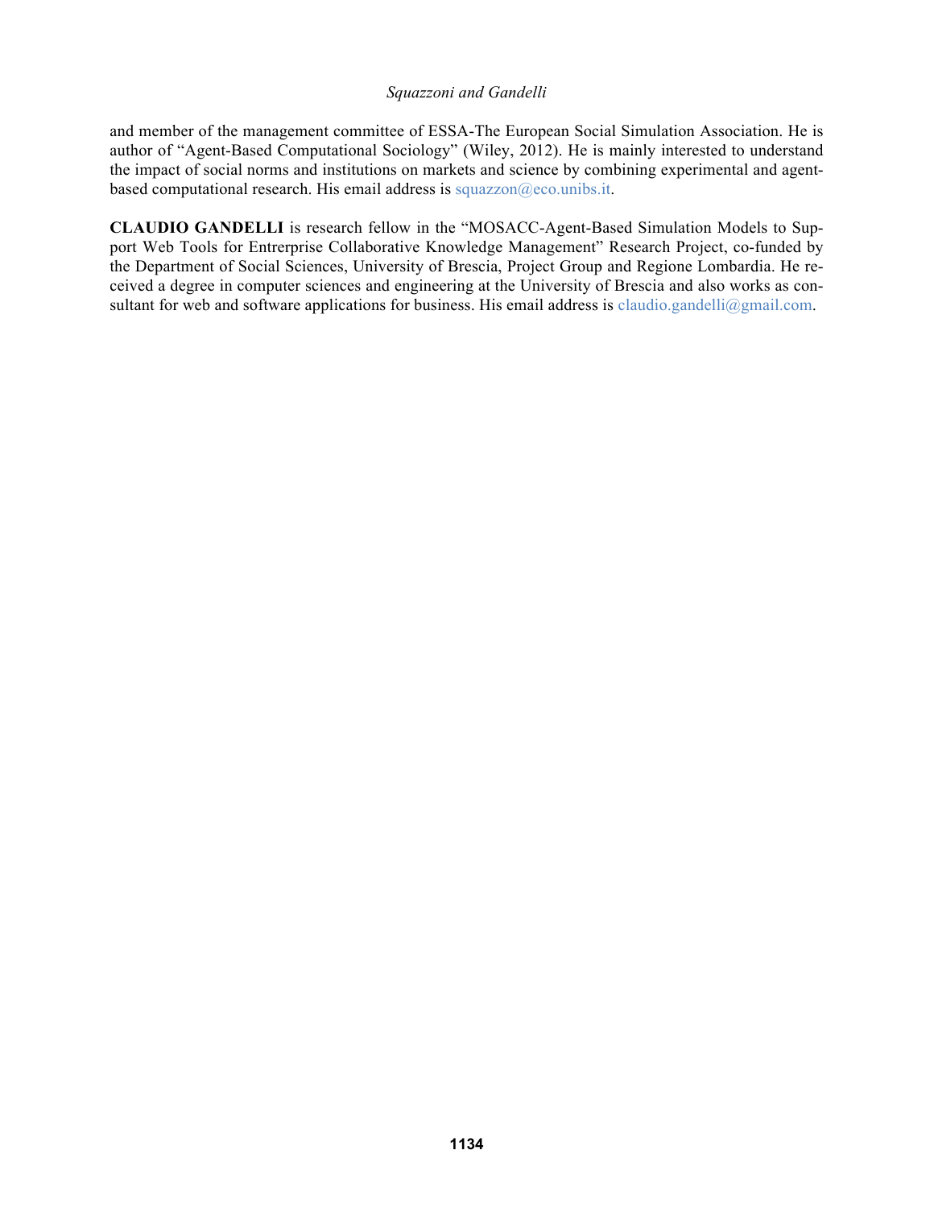and member of the management committee of ESSA-The European Social Simulation Association. He is author of "Agent-Based Computational Sociology" (Wiley, 2012). He is mainly interested to understand the impact of social norms and institutions on markets and science by combining experimental and agent-based computational research. His email address is squazzon@eco.unibs.it.

**CLAUDIO GANDELLI** is research fellow in the "MOSACC-Agent-Based Simulation Models to Support Web Tools for Entrerprise Collaborative Knowledge Management" Research Project, co-funded by the Department of Social Sciences, University of Brescia, Project Group and Regione Lombardia. He received a degree in computer sciences and engineering at the University of Brescia and also works as consultant for web and software applications for business. His email address is claudio.gandelli@gmail.com.